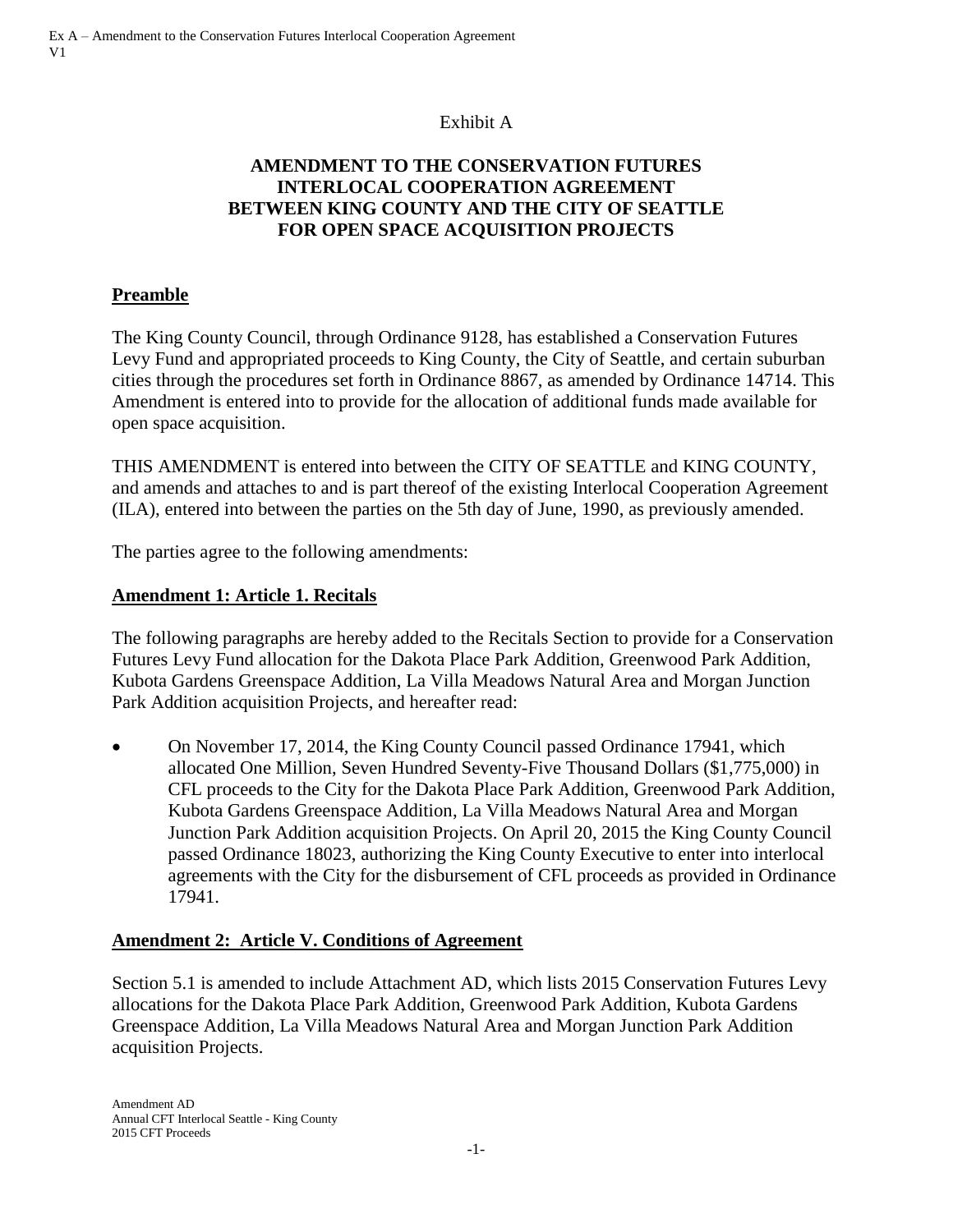Exhibit A

# AMENDMENT TO THE CONSERVATION FUTURES INTERLOCAL COOPERATION AGREEMENT BETWEEN KING COUNTY AND THE CITY OF SEATTLE FOR OPEN SPACE ACQUISITION PROJECTS

## Preamble

The King County Council, through Ordinance 9128, has established a Conservation Futures Levy Fund and appropriated proceeds to King County, the City of Seattle, and certain suburban cities through the procedures set forth in Ordinance 8867, as amended by Ordinance 14714. This Amendment is entered into to provide for the allocation of additional funds made available for open space acquisition.

THIS AMENDMENT is entered into between the CITY OF SEATTLE and KING COUNTY, and amends and attaches to and is part thereof of the existing Interlocal Cooperation Agreement (ILA), entered into between the parties on the 5th day of June, 1990, as previously amended.

The parties agree to the following amendments:

## Amendment 1: Article 1. Recitals

The following paragraphs are hereby added to the Recitals Section to provide for a Conservation Futures Levy Fund allocation for the Dakota Place Park Addition, Greenwood Park Addition, Kubota Gardens Greenspace Addition, La Villa Meadows Natural Area and Morgan Junction Park Addition acquisition Projects, and hereafter read:

- On November 17, 2014, the King County Council passed Ordinance 17941, which allocated One Million, Seven Hundred Seventy-Five Thousand Dollars ($1,775,000) in CFL proceeds to the City for the Dakota Place Park Addition, Greenwood Park Addition, Kubota Gardens Greenspace Addition, La Villa Meadows Natural Area and Morgan Junction Park Addition acquisition Projects. On April 20, 2015 the King County Council passed Ordinance 18023, authorizing the King County Executive to enter into interlocal agreements with the City for the disbursement of CFL proceeds as provided in Ordinance 17941.

## Amendment 2: Article V. Conditions of Agreement

Section 5.1 is amended to include Attachment AD, which lists 2015 Conservation Futures Levy allocations for the Dakota Place Park Addition, Greenwood Park Addition, Kubota Gardens Greenspace Addition, La Villa Meadows Natural Area and Morgan Junction Park Addition acquisition Projects.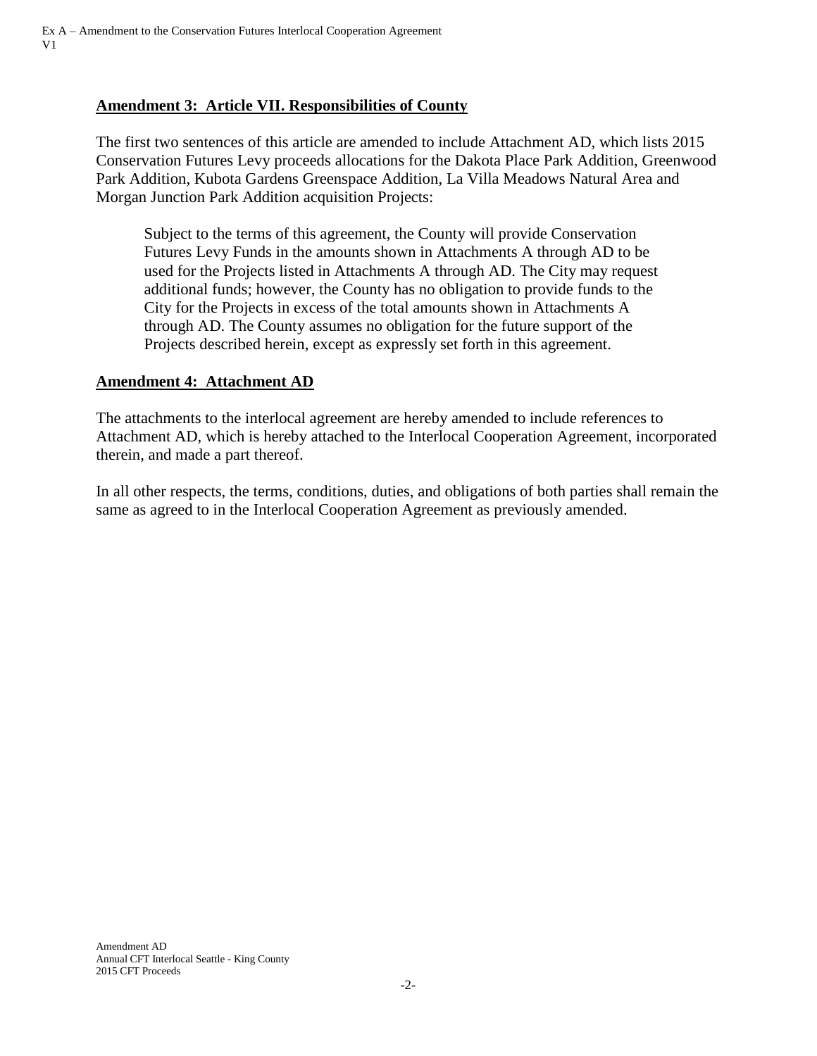**Amendment 3: Article VII. Responsibilities of County**

The first two sentences of this article are amended to include Attachment AD, which lists 2015 Conservation Futures Levy proceeds allocations for the Dakota Place Park Addition, Greenwood Park Addition, Kubota Gardens Greenspace Addition, La Villa Meadows Natural Area and Morgan Junction Park Addition acquisition Projects:

> Subject to the terms of this agreement, the County will provide Conservation Futures Levy Funds in the amounts shown in Attachments A through AD to be used for the Projects listed in Attachments A through AD. The City may request additional funds; however, the County has no obligation to provide funds to the City for the Projects in excess of the total amounts shown in Attachments A through AD. The County assumes no obligation for the future support of the Projects described herein, except as expressly set forth in this agreement.

**Amendment 4: Attachment AD**

The attachments to the interlocal agreement are hereby amended to include references to Attachment AD, which is hereby attached to the Interlocal Cooperation Agreement, incorporated therein, and made a part thereof.

In all other respects, the terms, conditions, duties, and obligations of both parties shall remain the same as agreed to in the Interlocal Cooperation Agreement as previously amended.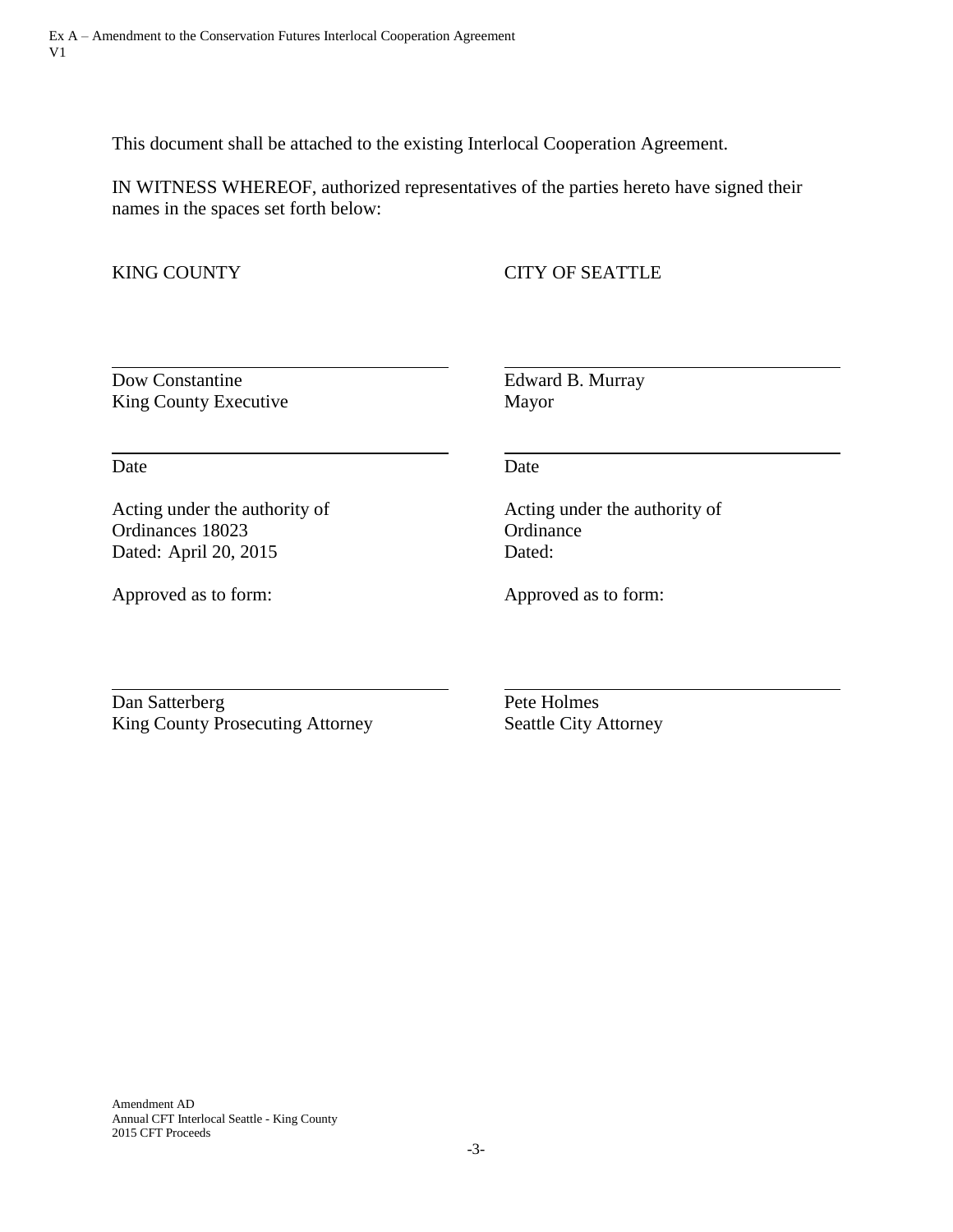This document shall be attached to the existing Interlocal Cooperation Agreement.

IN WITNESS WHEREOF, authorized representatives of the parties hereto have signed their names in the spaces set forth below:

| KING COUNTY | CITY OF SEATTLE |
| --- | --- |
| ______________________________ | ______________________________ |
| Dow Constantine<br>King County Executive | Edward B. Murray<br>Mayor |
| ______________________________ | ______________________________ |
| Date | Date |
| Acting under the authority of<br>Ordinances 18023<br>Dated: April 20, 2015 | Acting under the authority of<br>Ordinance<br>Dated: |
| Approved as to form: | Approved as to form: |
| ______________________________ | ______________________________ |
| Dan Satterberg<br>King County Prosecuting Attorney | Pete Holmes<br>Seattle City Attorney |

Amendment AD
Annual CFT Interlocal Seattle - King County
2015 CFT Proceeds